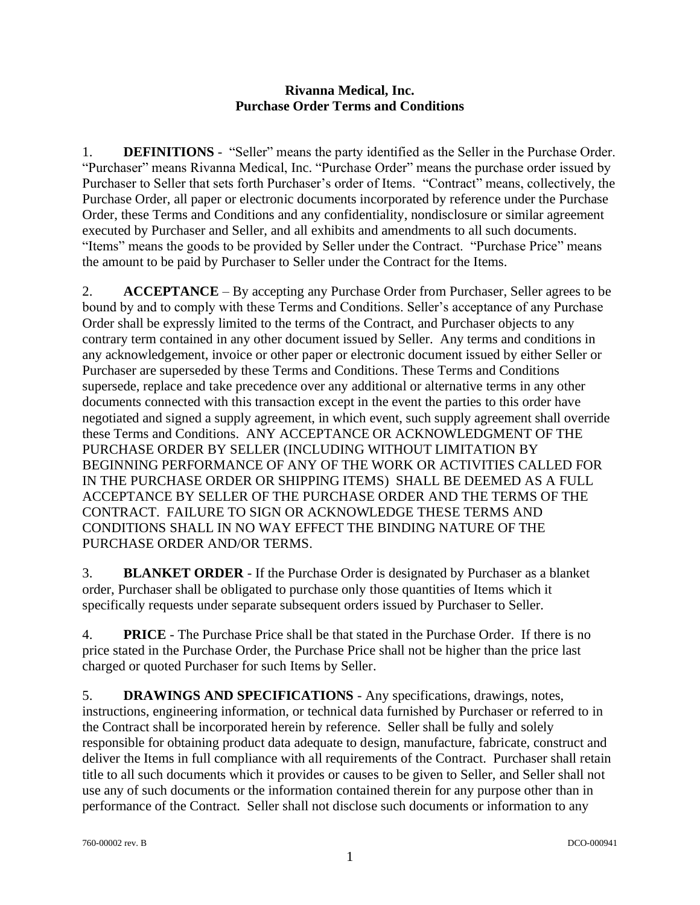**Rivanna Medical, Inc.**
**Purchase Order Terms and Conditions**

1. **DEFINITIONS** - "Seller" means the party identified as the Seller in the Purchase Order. "Purchaser" means Rivanna Medical, Inc. "Purchase Order" means the purchase order issued by Purchaser to Seller that sets forth Purchaser's order of Items. "Contract" means, collectively, the Purchase Order, all paper or electronic documents incorporated by reference under the Purchase Order, these Terms and Conditions and any confidentiality, nondisclosure or similar agreement executed by Purchaser and Seller, and all exhibits and amendments to all such documents. "Items" means the goods to be provided by Seller under the Contract. "Purchase Price" means the amount to be paid by Purchaser to Seller under the Contract for the Items.

2. **ACCEPTANCE** – By accepting any Purchase Order from Purchaser, Seller agrees to be bound by and to comply with these Terms and Conditions. Seller's acceptance of any Purchase Order shall be expressly limited to the terms of the Contract, and Purchaser objects to any contrary term contained in any other document issued by Seller. Any terms and conditions in any acknowledgement, invoice or other paper or electronic document issued by either Seller or Purchaser are superseded by these Terms and Conditions. These Terms and Conditions supersede, replace and take precedence over any additional or alternative terms in any other documents connected with this transaction except in the event the parties to this order have negotiated and signed a supply agreement, in which event, such supply agreement shall override these Terms and Conditions. ANY ACCEPTANCE OR ACKNOWLEDGMENT OF THE PURCHASE ORDER BY SELLER (INCLUDING WITHOUT LIMITATION BY BEGINNING PERFORMANCE OF ANY OF THE WORK OR ACTIVITIES CALLED FOR IN THE PURCHASE ORDER OR SHIPPING ITEMS) SHALL BE DEEMED AS A FULL ACCEPTANCE BY SELLER OF THE PURCHASE ORDER AND THE TERMS OF THE CONTRACT. FAILURE TO SIGN OR ACKNOWLEDGE THESE TERMS AND CONDITIONS SHALL IN NO WAY EFFECT THE BINDING NATURE OF THE PURCHASE ORDER AND/OR TERMS.

3. **BLANKET ORDER** - If the Purchase Order is designated by Purchaser as a blanket order, Purchaser shall be obligated to purchase only those quantities of Items which it specifically requests under separate subsequent orders issued by Purchaser to Seller.

4. **PRICE** - The Purchase Price shall be that stated in the Purchase Order. If there is no price stated in the Purchase Order, the Purchase Price shall not be higher than the price last charged or quoted Purchaser for such Items by Seller.

5. **DRAWINGS AND SPECIFICATIONS** - Any specifications, drawings, notes, instructions, engineering information, or technical data furnished by Purchaser or referred to in the Contract shall be incorporated herein by reference. Seller shall be fully and solely responsible for obtaining product data adequate to design, manufacture, fabricate, construct and deliver the Items in full compliance with all requirements of the Contract. Purchaser shall retain title to all such documents which it provides or causes to be given to Seller, and Seller shall not use any of such documents or the information contained therein for any purpose other than in performance of the Contract. Seller shall not disclose such documents or information to any

760-00002 rev. B DCO-000941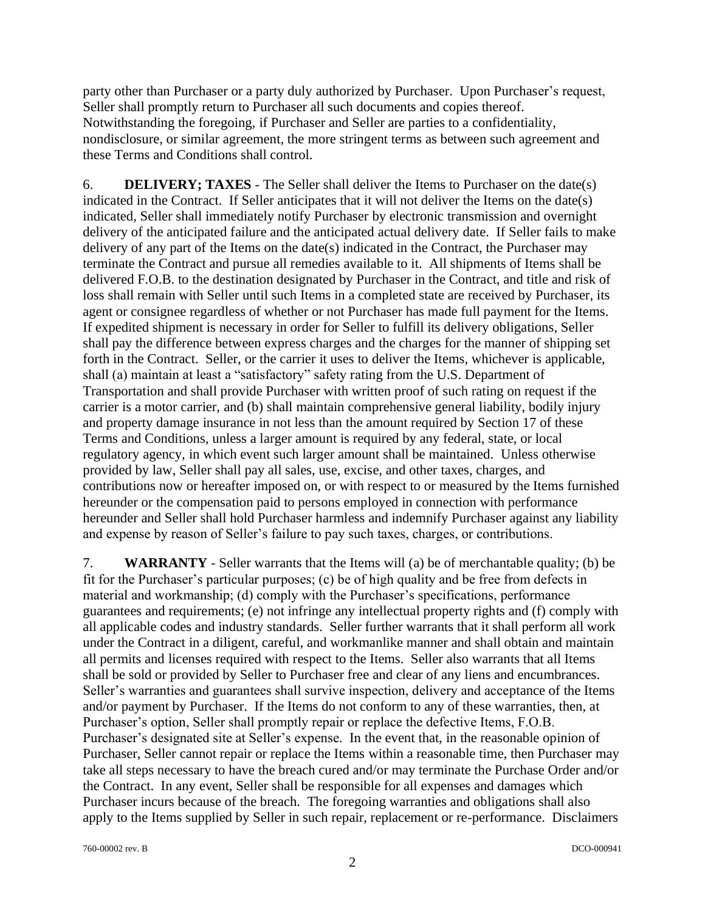party other than Purchaser or a party duly authorized by Purchaser. Upon Purchaser's request, Seller shall promptly return to Purchaser all such documents and copies thereof. Notwithstanding the foregoing, if Purchaser and Seller are parties to a confidentiality, nondisclosure, or similar agreement, the more stringent terms as between such agreement and these Terms and Conditions shall control.

6. **DELIVERY; TAXES** - The Seller shall deliver the Items to Purchaser on the date(s) indicated in the Contract. If Seller anticipates that it will not deliver the Items on the date(s) indicated, Seller shall immediately notify Purchaser by electronic transmission and overnight delivery of the anticipated failure and the anticipated actual delivery date. If Seller fails to make delivery of any part of the Items on the date(s) indicated in the Contract, the Purchaser may terminate the Contract and pursue all remedies available to it. All shipments of Items shall be delivered F.O.B. to the destination designated by Purchaser in the Contract, and title and risk of loss shall remain with Seller until such Items in a completed state are received by Purchaser, its agent or consignee regardless of whether or not Purchaser has made full payment for the Items. If expedited shipment is necessary in order for Seller to fulfill its delivery obligations, Seller shall pay the difference between express charges and the charges for the manner of shipping set forth in the Contract. Seller, or the carrier it uses to deliver the Items, whichever is applicable, shall (a) maintain at least a "satisfactory" safety rating from the U.S. Department of Transportation and shall provide Purchaser with written proof of such rating on request if the carrier is a motor carrier, and (b) shall maintain comprehensive general liability, bodily injury and property damage insurance in not less than the amount required by Section 17 of these Terms and Conditions, unless a larger amount is required by any federal, state, or local regulatory agency, in which event such larger amount shall be maintained. Unless otherwise provided by law, Seller shall pay all sales, use, excise, and other taxes, charges, and contributions now or hereafter imposed on, or with respect to or measured by the Items furnished hereunder or the compensation paid to persons employed in connection with performance hereunder and Seller shall hold Purchaser harmless and indemnify Purchaser against any liability and expense by reason of Seller's failure to pay such taxes, charges, or contributions.

7. **WARRANTY** - Seller warrants that the Items will (a) be of merchantable quality; (b) be fit for the Purchaser's particular purposes; (c) be of high quality and be free from defects in material and workmanship; (d) comply with the Purchaser's specifications, performance guarantees and requirements; (e) not infringe any intellectual property rights and (f) comply with all applicable codes and industry standards. Seller further warrants that it shall perform all work under the Contract in a diligent, careful, and workmanlike manner and shall obtain and maintain all permits and licenses required with respect to the Items. Seller also warrants that all Items shall be sold or provided by Seller to Purchaser free and clear of any liens and encumbrances. Seller's warranties and guarantees shall survive inspection, delivery and acceptance of the Items and/or payment by Purchaser. If the Items do not conform to any of these warranties, then, at Purchaser's option, Seller shall promptly repair or replace the defective Items, F.O.B. Purchaser's designated site at Seller's expense. In the event that, in the reasonable opinion of Purchaser, Seller cannot repair or replace the Items within a reasonable time, then Purchaser may take all steps necessary to have the breach cured and/or may terminate the Purchase Order and/or the Contract. In any event, Seller shall be responsible for all expenses and damages which Purchaser incurs because of the breach. The foregoing warranties and obligations shall also apply to the Items supplied by Seller in such repair, replacement or re-performance. Disclaimers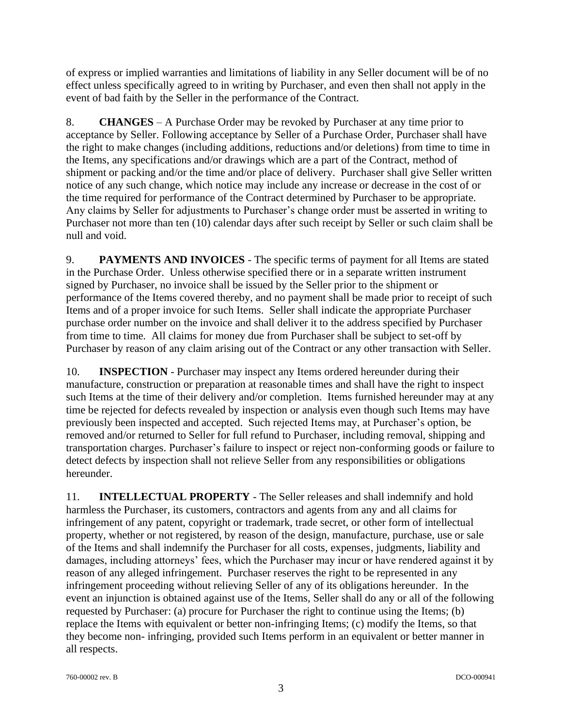of express or implied warranties and limitations of liability in any Seller document will be of no effect unless specifically agreed to in writing by Purchaser, and even then shall not apply in the event of bad faith by the Seller in the performance of the Contract.

8. **CHANGES** – A Purchase Order may be revoked by Purchaser at any time prior to acceptance by Seller. Following acceptance by Seller of a Purchase Order, Purchaser shall have the right to make changes (including additions, reductions and/or deletions) from time to time in the Items, any specifications and/or drawings which are a part of the Contract, method of shipment or packing and/or the time and/or place of delivery. Purchaser shall give Seller written notice of any such change, which notice may include any increase or decrease in the cost of or the time required for performance of the Contract determined by Purchaser to be appropriate. Any claims by Seller for adjustments to Purchaser's change order must be asserted in writing to Purchaser not more than ten (10) calendar days after such receipt by Seller or such claim shall be null and void.

9. **PAYMENTS AND INVOICES** - The specific terms of payment for all Items are stated in the Purchase Order. Unless otherwise specified there or in a separate written instrument signed by Purchaser, no invoice shall be issued by the Seller prior to the shipment or performance of the Items covered thereby, and no payment shall be made prior to receipt of such Items and of a proper invoice for such Items. Seller shall indicate the appropriate Purchaser purchase order number on the invoice and shall deliver it to the address specified by Purchaser from time to time. All claims for money due from Purchaser shall be subject to set-off by Purchaser by reason of any claim arising out of the Contract or any other transaction with Seller.

10. **INSPECTION** - Purchaser may inspect any Items ordered hereunder during their manufacture, construction or preparation at reasonable times and shall have the right to inspect such Items at the time of their delivery and/or completion. Items furnished hereunder may at any time be rejected for defects revealed by inspection or analysis even though such Items may have previously been inspected and accepted. Such rejected Items may, at Purchaser's option, be removed and/or returned to Seller for full refund to Purchaser, including removal, shipping and transportation charges. Purchaser's failure to inspect or reject non-conforming goods or failure to detect defects by inspection shall not relieve Seller from any responsibilities or obligations hereunder.

11. **INTELLECTUAL PROPERTY** - The Seller releases and shall indemnify and hold harmless the Purchaser, its customers, contractors and agents from any and all claims for infringement of any patent, copyright or trademark, trade secret, or other form of intellectual property, whether or not registered, by reason of the design, manufacture, purchase, use or sale of the Items and shall indemnify the Purchaser for all costs, expenses, judgments, liability and damages, including attorneys' fees, which the Purchaser may incur or have rendered against it by reason of any alleged infringement. Purchaser reserves the right to be represented in any infringement proceeding without relieving Seller of any of its obligations hereunder. In the event an injunction is obtained against use of the Items, Seller shall do any or all of the following requested by Purchaser: (a) procure for Purchaser the right to continue using the Items; (b) replace the Items with equivalent or better non-infringing Items; (c) modify the Items, so that they become non- infringing, provided such Items perform in an equivalent or better manner in all respects.

760-00002 rev. B DCO-000941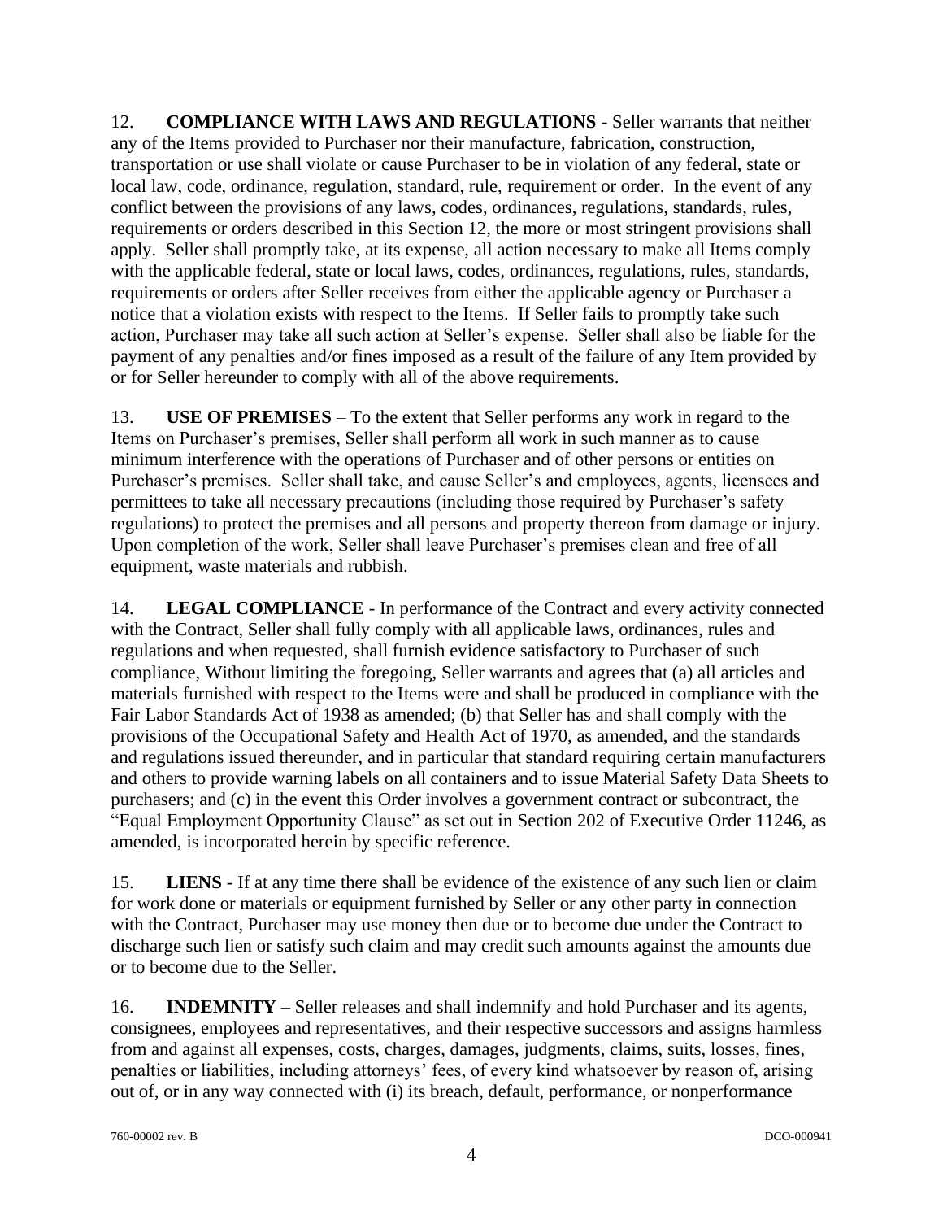12. **COMPLIANCE WITH LAWS AND REGULATIONS** - Seller warrants that neither any of the Items provided to Purchaser nor their manufacture, fabrication, construction, transportation or use shall violate or cause Purchaser to be in violation of any federal, state or local law, code, ordinance, regulation, standard, rule, requirement or order. In the event of any conflict between the provisions of any laws, codes, ordinances, regulations, standards, rules, requirements or orders described in this Section 12, the more or most stringent provisions shall apply. Seller shall promptly take, at its expense, all action necessary to make all Items comply with the applicable federal, state or local laws, codes, ordinances, regulations, rules, standards, requirements or orders after Seller receives from either the applicable agency or Purchaser a notice that a violation exists with respect to the Items. If Seller fails to promptly take such action, Purchaser may take all such action at Seller's expense. Seller shall also be liable for the payment of any penalties and/or fines imposed as a result of the failure of any Item provided by or for Seller hereunder to comply with all of the above requirements.

13. **USE OF PREMISES** – To the extent that Seller performs any work in regard to the Items on Purchaser's premises, Seller shall perform all work in such manner as to cause minimum interference with the operations of Purchaser and of other persons or entities on Purchaser's premises. Seller shall take, and cause Seller's and employees, agents, licensees and permittees to take all necessary precautions (including those required by Purchaser's safety regulations) to protect the premises and all persons and property thereon from damage or injury. Upon completion of the work, Seller shall leave Purchaser's premises clean and free of all equipment, waste materials and rubbish.

14. **LEGAL COMPLIANCE** - In performance of the Contract and every activity connected with the Contract, Seller shall fully comply with all applicable laws, ordinances, rules and regulations and when requested, shall furnish evidence satisfactory to Purchaser of such compliance, Without limiting the foregoing, Seller warrants and agrees that (a) all articles and materials furnished with respect to the Items were and shall be produced in compliance with the Fair Labor Standards Act of 1938 as amended; (b) that Seller has and shall comply with the provisions of the Occupational Safety and Health Act of 1970, as amended, and the standards and regulations issued thereunder, and in particular that standard requiring certain manufacturers and others to provide warning labels on all containers and to issue Material Safety Data Sheets to purchasers; and (c) in the event this Order involves a government contract or subcontract, the "Equal Employment Opportunity Clause" as set out in Section 202 of Executive Order 11246, as amended, is incorporated herein by specific reference.

15. **LIENS** - If at any time there shall be evidence of the existence of any such lien or claim for work done or materials or equipment furnished by Seller or any other party in connection with the Contract, Purchaser may use money then due or to become due under the Contract to discharge such lien or satisfy such claim and may credit such amounts against the amounts due or to become due to the Seller.

16. **INDEMNITY** – Seller releases and shall indemnify and hold Purchaser and its agents, consignees, employees and representatives, and their respective successors and assigns harmless from and against all expenses, costs, charges, damages, judgments, claims, suits, losses, fines, penalties or liabilities, including attorneys' fees, of every kind whatsoever by reason of, arising out of, or in any way connected with (i) its breach, default, performance, or nonperformance

760-00002 rev. B DCO-000941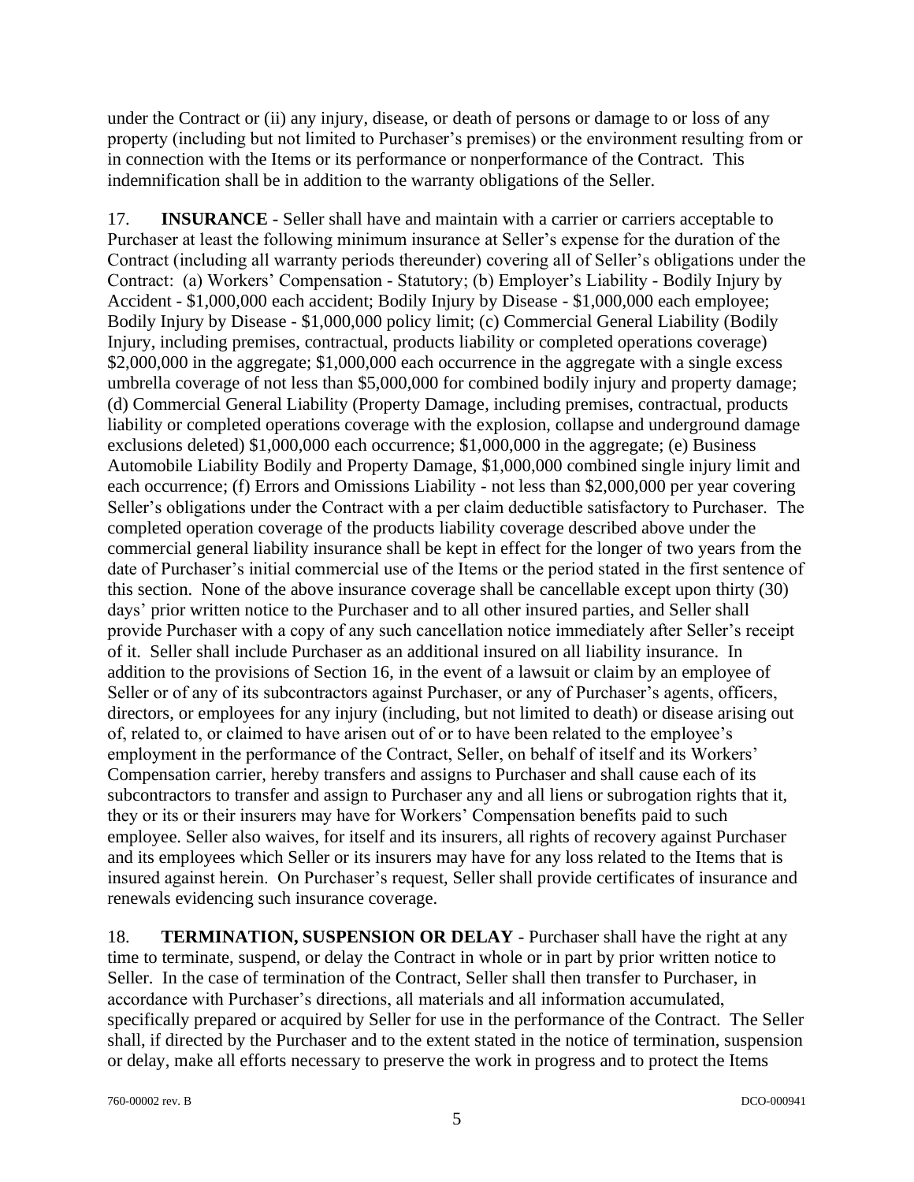under the Contract or (ii) any injury, disease, or death of persons or damage to or loss of any property (including but not limited to Purchaser's premises) or the environment resulting from or in connection with the Items or its performance or nonperformance of the Contract. This indemnification shall be in addition to the warranty obligations of the Seller.

17. **INSURANCE** - Seller shall have and maintain with a carrier or carriers acceptable to Purchaser at least the following minimum insurance at Seller's expense for the duration of the Contract (including all warranty periods thereunder) covering all of Seller's obligations under the Contract: (a) Workers' Compensation - Statutory; (b) Employer's Liability - Bodily Injury by Accident - $1,000,000 each accident; Bodily Injury by Disease - $1,000,000 each employee; Bodily Injury by Disease - $1,000,000 policy limit; (c) Commercial General Liability (Bodily Injury, including premises, contractual, products liability or completed operations coverage) $2,000,000 in the aggregate; $1,000,000 each occurrence in the aggregate with a single excess umbrella coverage of not less than $5,000,000 for combined bodily injury and property damage; (d) Commercial General Liability (Property Damage, including premises, contractual, products liability or completed operations coverage with the explosion, collapse and underground damage exclusions deleted) $1,000,000 each occurrence; $1,000,000 in the aggregate; (e) Business Automobile Liability Bodily and Property Damage, $1,000,000 combined single injury limit and each occurrence; (f) Errors and Omissions Liability - not less than $2,000,000 per year covering Seller's obligations under the Contract with a per claim deductible satisfactory to Purchaser. The completed operation coverage of the products liability coverage described above under the commercial general liability insurance shall be kept in effect for the longer of two years from the date of Purchaser's initial commercial use of the Items or the period stated in the first sentence of this section. None of the above insurance coverage shall be cancellable except upon thirty (30) days' prior written notice to the Purchaser and to all other insured parties, and Seller shall provide Purchaser with a copy of any such cancellation notice immediately after Seller's receipt of it. Seller shall include Purchaser as an additional insured on all liability insurance. In addition to the provisions of Section 16, in the event of a lawsuit or claim by an employee of Seller or of any of its subcontractors against Purchaser, or any of Purchaser's agents, officers, directors, or employees for any injury (including, but not limited to death) or disease arising out of, related to, or claimed to have arisen out of or to have been related to the employee's employment in the performance of the Contract, Seller, on behalf of itself and its Workers' Compensation carrier, hereby transfers and assigns to Purchaser and shall cause each of its subcontractors to transfer and assign to Purchaser any and all liens or subrogation rights that it, they or its or their insurers may have for Workers' Compensation benefits paid to such employee. Seller also waives, for itself and its insurers, all rights of recovery against Purchaser and its employees which Seller or its insurers may have for any loss related to the Items that is insured against herein. On Purchaser's request, Seller shall provide certificates of insurance and renewals evidencing such insurance coverage.

18. **TERMINATION, SUSPENSION OR DELAY** - Purchaser shall have the right at any time to terminate, suspend, or delay the Contract in whole or in part by prior written notice to Seller. In the case of termination of the Contract, Seller shall then transfer to Purchaser, in accordance with Purchaser's directions, all materials and all information accumulated, specifically prepared or acquired by Seller for use in the performance of the Contract. The Seller shall, if directed by the Purchaser and to the extent stated in the notice of termination, suspension or delay, make all efforts necessary to preserve the work in progress and to protect the Items

760-00002 rev. B DCO-000941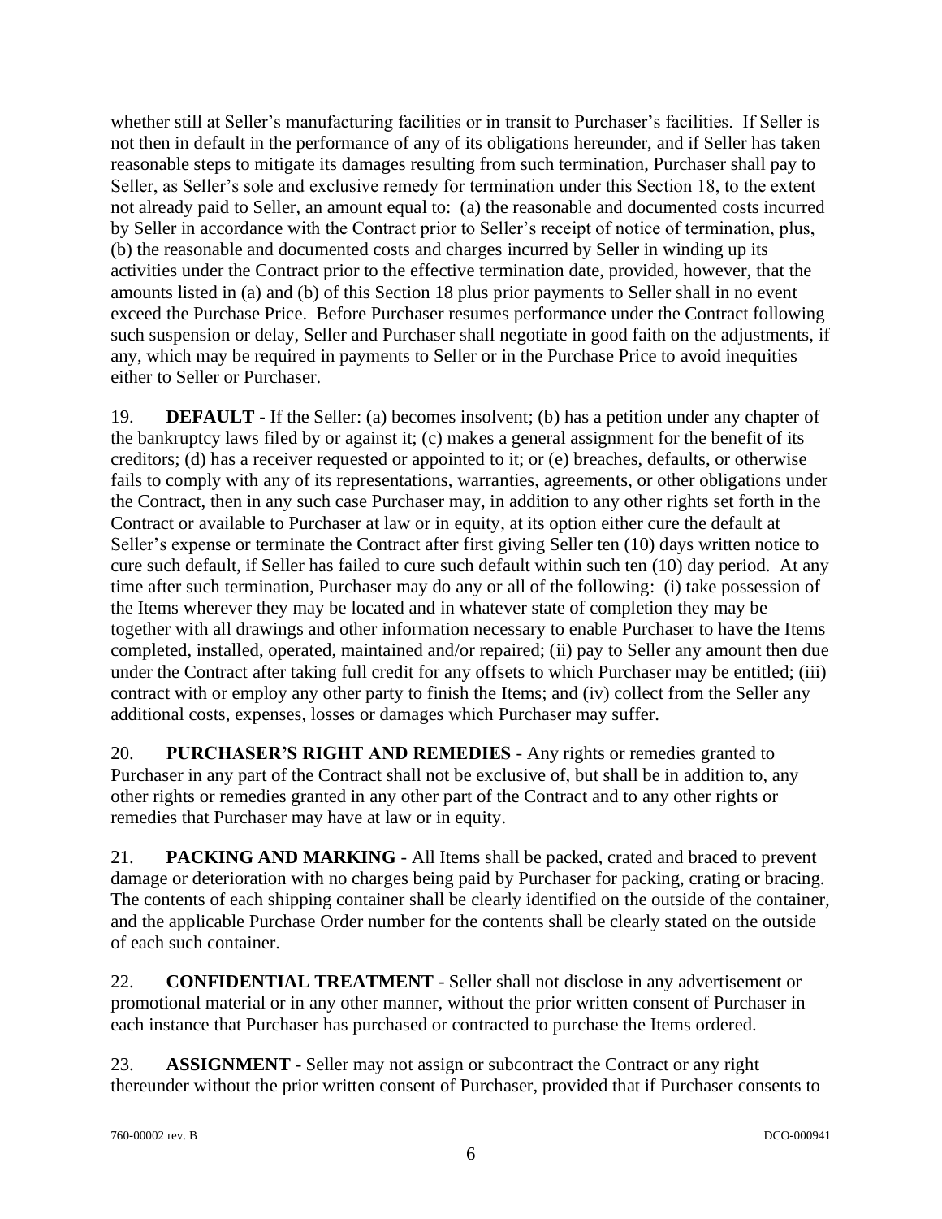whether still at Seller's manufacturing facilities or in transit to Purchaser's facilities. If Seller is not then in default in the performance of any of its obligations hereunder, and if Seller has taken reasonable steps to mitigate its damages resulting from such termination, Purchaser shall pay to Seller, as Seller's sole and exclusive remedy for termination under this Section 18, to the extent not already paid to Seller, an amount equal to: (a) the reasonable and documented costs incurred by Seller in accordance with the Contract prior to Seller's receipt of notice of termination, plus, (b) the reasonable and documented costs and charges incurred by Seller in winding up its activities under the Contract prior to the effective termination date, provided, however, that the amounts listed in (a) and (b) of this Section 18 plus prior payments to Seller shall in no event exceed the Purchase Price. Before Purchaser resumes performance under the Contract following such suspension or delay, Seller and Purchaser shall negotiate in good faith on the adjustments, if any, which may be required in payments to Seller or in the Purchase Price to avoid inequities either to Seller or Purchaser.

19. **DEFAULT** - If the Seller: (a) becomes insolvent; (b) has a petition under any chapter of the bankruptcy laws filed by or against it; (c) makes a general assignment for the benefit of its creditors; (d) has a receiver requested or appointed to it; or (e) breaches, defaults, or otherwise fails to comply with any of its representations, warranties, agreements, or other obligations under the Contract, then in any such case Purchaser may, in addition to any other rights set forth in the Contract or available to Purchaser at law or in equity, at its option either cure the default at Seller's expense or terminate the Contract after first giving Seller ten (10) days written notice to cure such default, if Seller has failed to cure such default within such ten (10) day period. At any time after such termination, Purchaser may do any or all of the following: (i) take possession of the Items wherever they may be located and in whatever state of completion they may be together with all drawings and other information necessary to enable Purchaser to have the Items completed, installed, operated, maintained and/or repaired; (ii) pay to Seller any amount then due under the Contract after taking full credit for any offsets to which Purchaser may be entitled; (iii) contract with or employ any other party to finish the Items; and (iv) collect from the Seller any additional costs, expenses, losses or damages which Purchaser may suffer.

20. **PURCHASER'S RIGHT AND REMEDIES** - Any rights or remedies granted to Purchaser in any part of the Contract shall not be exclusive of, but shall be in addition to, any other rights or remedies granted in any other part of the Contract and to any other rights or remedies that Purchaser may have at law or in equity.

21. **PACKING AND MARKING** - All Items shall be packed, crated and braced to prevent damage or deterioration with no charges being paid by Purchaser for packing, crating or bracing. The contents of each shipping container shall be clearly identified on the outside of the container, and the applicable Purchase Order number for the contents shall be clearly stated on the outside of each such container.

22. **CONFIDENTIAL TREATMENT** - Seller shall not disclose in any advertisement or promotional material or in any other manner, without the prior written consent of Purchaser in each instance that Purchaser has purchased or contracted to purchase the Items ordered.

23. **ASSIGNMENT** - Seller may not assign or subcontract the Contract or any right thereunder without the prior written consent of Purchaser, provided that if Purchaser consents to

760-00002 rev. B DCO-000941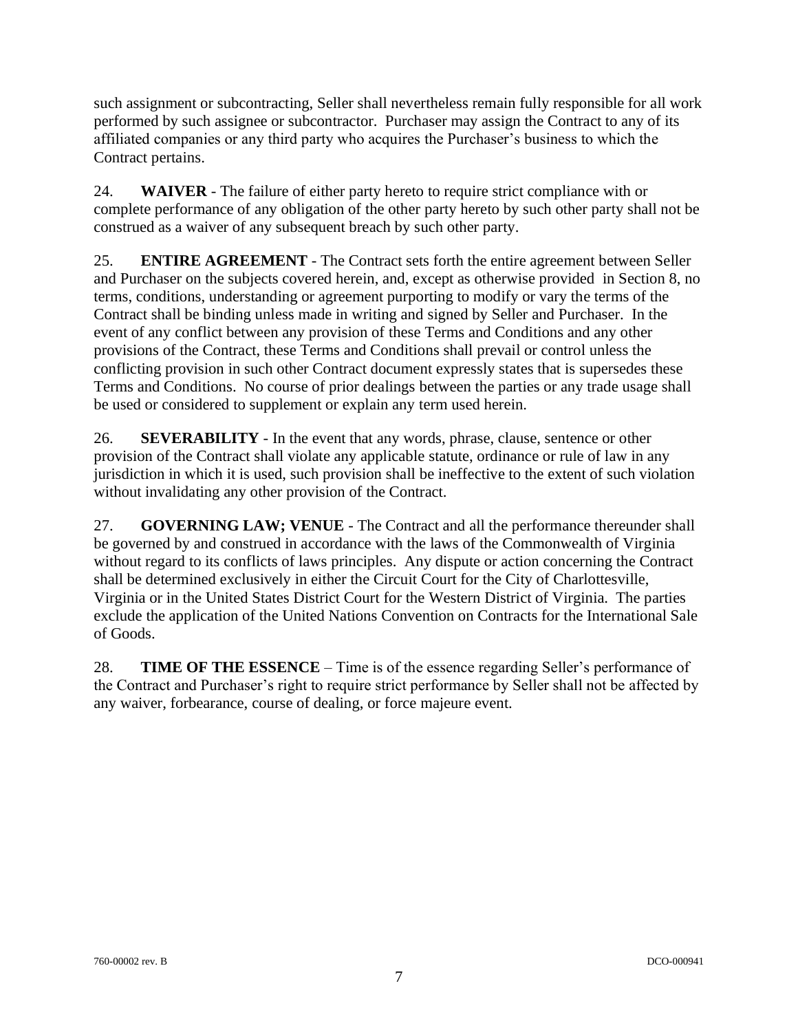such assignment or subcontracting, Seller shall nevertheless remain fully responsible for all work performed by such assignee or subcontractor. Purchaser may assign the Contract to any of its affiliated companies or any third party who acquires the Purchaser's business to which the Contract pertains.

24. **WAIVER** - The failure of either party hereto to require strict compliance with or complete performance of any obligation of the other party hereto by such other party shall not be construed as a waiver of any subsequent breach by such other party.

25. **ENTIRE AGREEMENT** - The Contract sets forth the entire agreement between Seller and Purchaser on the subjects covered herein, and, except as otherwise provided in Section 8, no terms, conditions, understanding or agreement purporting to modify or vary the terms of the Contract shall be binding unless made in writing and signed by Seller and Purchaser. In the event of any conflict between any provision of these Terms and Conditions and any other provisions of the Contract, these Terms and Conditions shall prevail or control unless the conflicting provision in such other Contract document expressly states that is supersedes these Terms and Conditions. No course of prior dealings between the parties or any trade usage shall be used or considered to supplement or explain any term used herein.

26. **SEVERABILITY** - In the event that any words, phrase, clause, sentence or other provision of the Contract shall violate any applicable statute, ordinance or rule of law in any jurisdiction in which it is used, such provision shall be ineffective to the extent of such violation without invalidating any other provision of the Contract.

27. **GOVERNING LAW; VENUE** - The Contract and all the performance thereunder shall be governed by and construed in accordance with the laws of the Commonwealth of Virginia without regard to its conflicts of laws principles. Any dispute or action concerning the Contract shall be determined exclusively in either the Circuit Court for the City of Charlottesville, Virginia or in the United States District Court for the Western District of Virginia. The parties exclude the application of the United Nations Convention on Contracts for the International Sale of Goods.

28. **TIME OF THE ESSENCE** – Time is of the essence regarding Seller's performance of the Contract and Purchaser's right to require strict performance by Seller shall not be affected by any waiver, forbearance, course of dealing, or force majeure event.

760-00002 rev. B DCO-000941